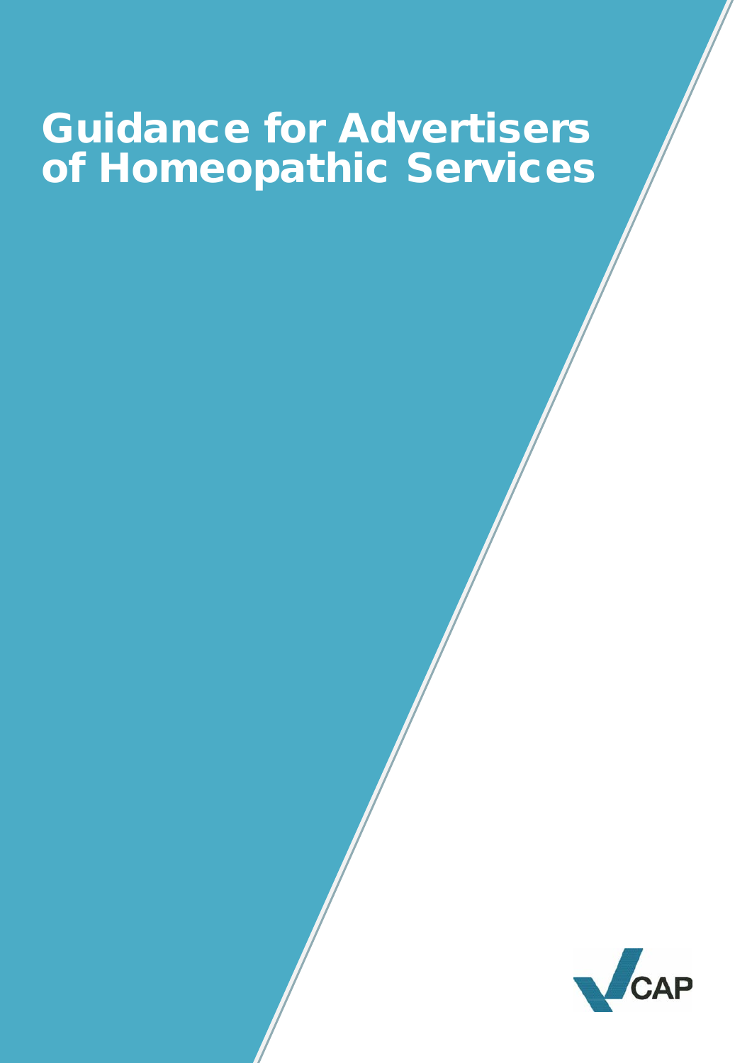# Guidance for Advertisers of Homeopathic Services

CAP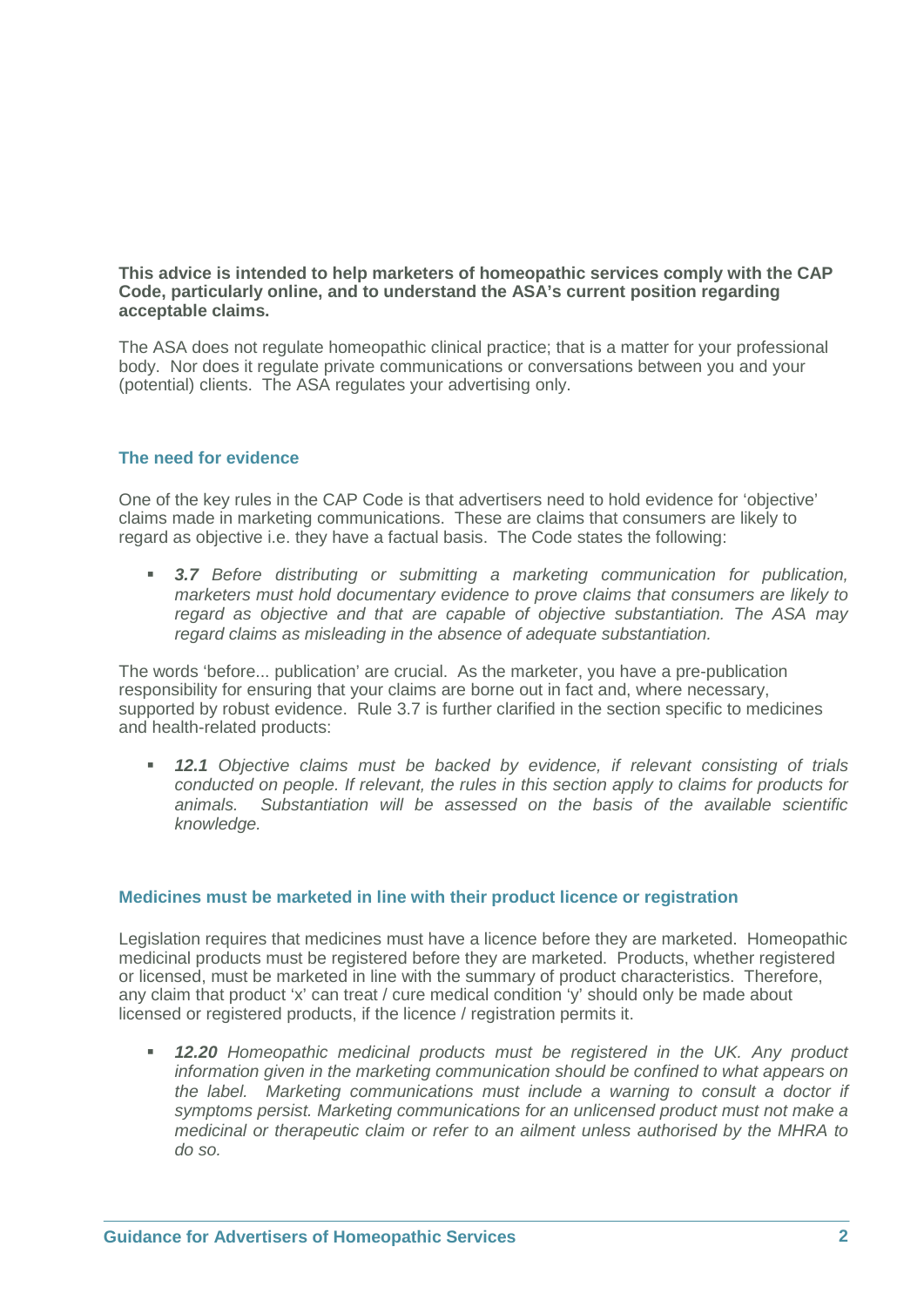**This advice is intended to help marketers of homeopathic services comply with the CAP Code, particularly online, and to understand the ASA's current position regarding acceptable claims.**

The ASA does not regulate homeopathic clinical practice; that is a matter for your professional body. Nor does it regulate private communications or conversations between you and your (potential) clients. The ASA regulates your advertising only.

## The need for evidence

One of the key rules in the CAP Code is that advertisers need to hold evidence for 'objective' claims made in marketing communications. These are claims that consumers are likely to regard as objective i.e. they have a factual basis. The Code states the following:

- ***3.7*** *Before distributing or submitting a marketing communication for publication, marketers must hold documentary evidence to prove claims that consumers are likely to regard as objective and that are capable of objective substantiation. The ASA may regard claims as misleading in the absence of adequate substantiation.*

The words 'before... publication' are crucial. As the marketer, you have a pre-publication responsibility for ensuring that your claims are borne out in fact and, where necessary, supported by robust evidence. Rule 3.7 is further clarified in the section specific to medicines and health-related products:

- ***12.1*** *Objective claims must be backed by evidence, if relevant consisting of trials conducted on people. If relevant, the rules in this section apply to claims for products for animals. Substantiation will be assessed on the basis of the available scientific knowledge.*

## Medicines must be marketed in line with their product licence or registration

Legislation requires that medicines must have a licence before they are marketed. Homeopathic medicinal products must be registered before they are marketed. Products, whether registered or licensed, must be marketed in line with the summary of product characteristics. Therefore, any claim that product 'x' can treat / cure medical condition 'y' should only be made about licensed or registered products, if the licence / registration permits it.

- ***12.20*** *Homeopathic medicinal products must be registered in the UK. Any product information given in the marketing communication should be confined to what appears on the label. Marketing communications must include a warning to consult a doctor if symptoms persist. Marketing communications for an unlicensed product must not make a medicinal or therapeutic claim or refer to an ailment unless authorised by the MHRA to do so.*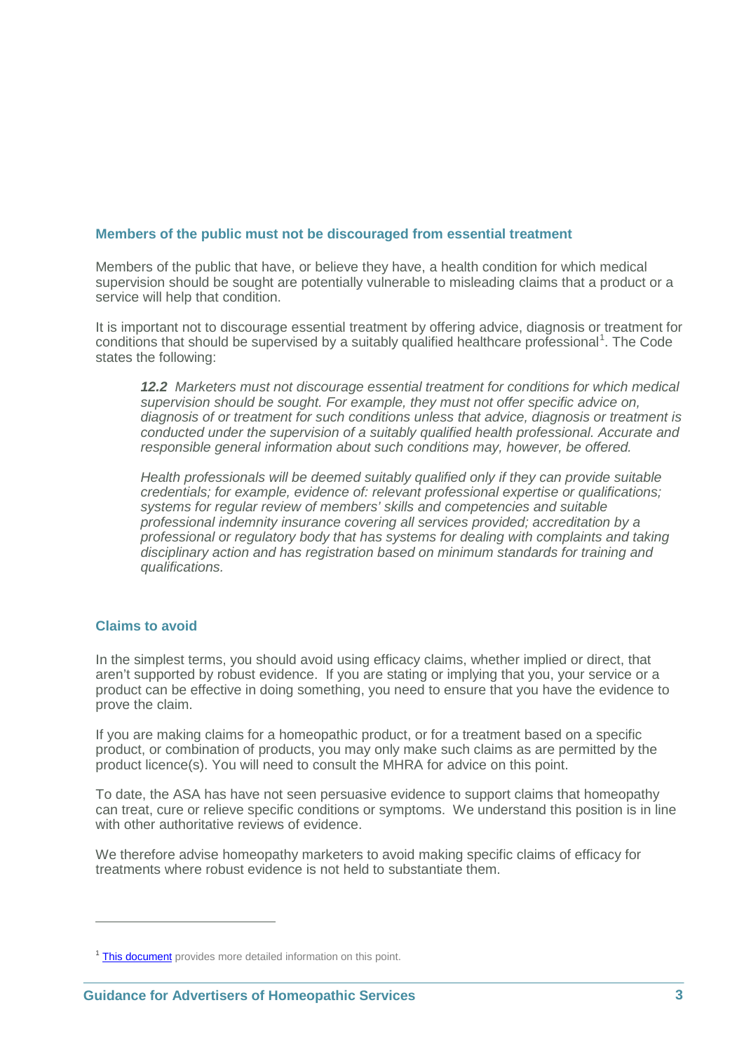## Members of the public must not be discouraged from essential treatment

Members of the public that have, or believe they have, a health condition for which medical supervision should be sought are potentially vulnerable to misleading claims that a product or a service will help that condition.

It is important not to discourage essential treatment by offering advice, diagnosis or treatment for conditions that should be supervised by a suitably qualified healthcare professional[1]. The Code states the following:

> ***12.2*** *Marketers must not discourage essential treatment for conditions for which medical supervision should be sought. For example, they must not offer specific advice on, diagnosis of or treatment for such conditions unless that advice, diagnosis or treatment is conducted under the supervision of a suitably qualified health professional. Accurate and responsible general information about such conditions may, however, be offered.*
>
> *Health professionals will be deemed suitably qualified only if they can provide suitable credentials; for example, evidence of: relevant professional expertise or qualifications; systems for regular review of members' skills and competencies and suitable professional indemnity insurance covering all services provided; accreditation by a professional or regulatory body that has systems for dealing with complaints and taking disciplinary action and has registration based on minimum standards for training and qualifications.*

## Claims to avoid

In the simplest terms, you should avoid using efficacy claims, whether implied or direct, that aren't supported by robust evidence. If you are stating or implying that you, your service or a product can be effective in doing something, you need to ensure that you have the evidence to prove the claim.

If you are making claims for a homeopathic product, or for a treatment based on a specific product, or combination of products, you may only make such claims as are permitted by the product licence(s). You will need to consult the MHRA for advice on this point.

To date, the ASA has have not seen persuasive evidence to support claims that homeopathy can treat, cure or relieve specific conditions or symptoms. We understand this position is in line with other authoritative reviews of evidence.

We therefore advise homeopathy marketers to avoid making specific claims of efficacy for treatments where robust evidence is not held to substantiate them.

---

[1] This document provides more detailed information on this point.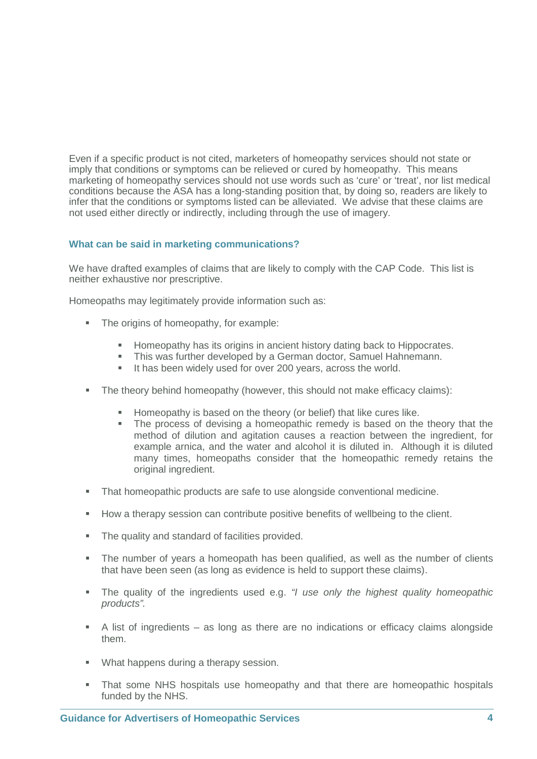Even if a specific product is not cited, marketers of homeopathy services should not state or imply that conditions or symptoms can be relieved or cured by homeopathy. This means marketing of homeopathy services should not use words such as 'cure' or 'treat', nor list medical conditions because the ASA has a long-standing position that, by doing so, readers are likely to infer that the conditions or symptoms listed can be alleviated. We advise that these claims are not used either directly or indirectly, including through the use of imagery.

### What can be said in marketing communications?

We have drafted examples of claims that are likely to comply with the CAP Code. This list is neither exhaustive nor prescriptive.

Homeopaths may legitimately provide information such as:

- The origins of homeopathy, for example:
  - Homeopathy has its origins in ancient history dating back to Hippocrates.
  - This was further developed by a German doctor, Samuel Hahnemann.
  - It has been widely used for over 200 years, across the world.
- The theory behind homeopathy (however, this should not make efficacy claims):
  - Homeopathy is based on the theory (or belief) that like cures like.
  - The process of devising a homeopathic remedy is based on the theory that the method of dilution and agitation causes a reaction between the ingredient, for example arnica, and the water and alcohol it is diluted in. Although it is diluted many times, homeopaths consider that the homeopathic remedy retains the original ingredient.
- That homeopathic products are safe to use alongside conventional medicine.
- How a therapy session can contribute positive benefits of wellbeing to the client.
- The quality and standard of facilities provided.
- The number of years a homeopath has been qualified, as well as the number of clients that have been seen (as long as evidence is held to support these claims).
- The quality of the ingredients used e.g. *"I use only the highest quality homeopathic products".*
- A list of ingredients – as long as there are no indications or efficacy claims alongside them.
- What happens during a therapy session.
- That some NHS hospitals use homeopathy and that there are homeopathic hospitals funded by the NHS.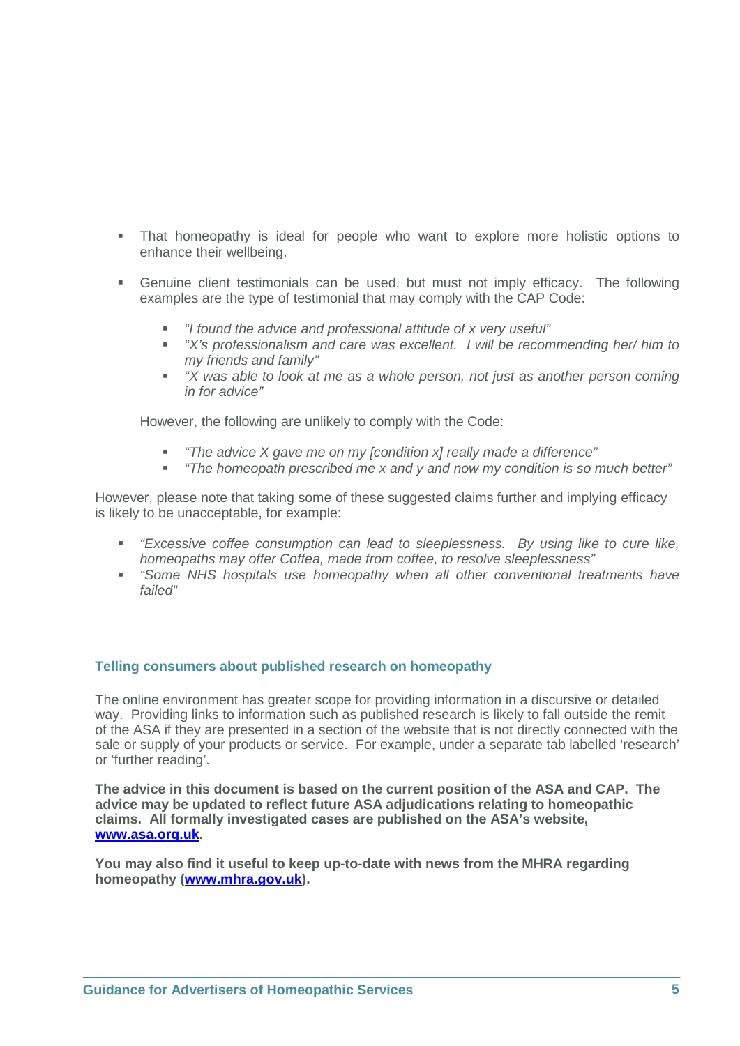- That homeopathy is ideal for people who want to explore more holistic options to enhance their wellbeing.

- Genuine client testimonials can be used, but must not imply efficacy. The following examples are the type of testimonial that may comply with the CAP Code:

  - *"I found the advice and professional attitude of x very useful"*
  - *"X's professionalism and care was excellent. I will be recommending her/ him to my friends and family"*
  - *"X was able to look at me as a whole person, not just as another person coming in for advice"*

  However, the following are unlikely to comply with the Code:

  - *"The advice X gave me on my [condition x] really made a difference"*
  - *"The homeopath prescribed me x and y and now my condition is so much better"*

However, please note that taking some of these suggested claims further and implying efficacy is likely to be unacceptable, for example:

- *"Excessive coffee consumption can lead to sleeplessness. By using like to cure like, homeopaths may offer Coffea, made from coffee, to resolve sleeplessness"*
- *"Some NHS hospitals use homeopathy when all other conventional treatments have failed"*

### Telling consumers about published research on homeopathy

The online environment has greater scope for providing information in a discursive or detailed way. Providing links to information such as published research is likely to fall outside the remit of the ASA if they are presented in a section of the website that is not directly connected with the sale or supply of your products or service. For example, under a separate tab labelled 'research' or 'further reading'.

**The advice in this document is based on the current position of the ASA and CAP. The advice may be updated to reflect future ASA adjudications relating to homeopathic claims. All formally investigated cases are published on the ASA's website, www.asa.org.uk.**

**You may also find it useful to keep up-to-date with news from the MHRA regarding homeopathy (www.mhra.gov.uk).**